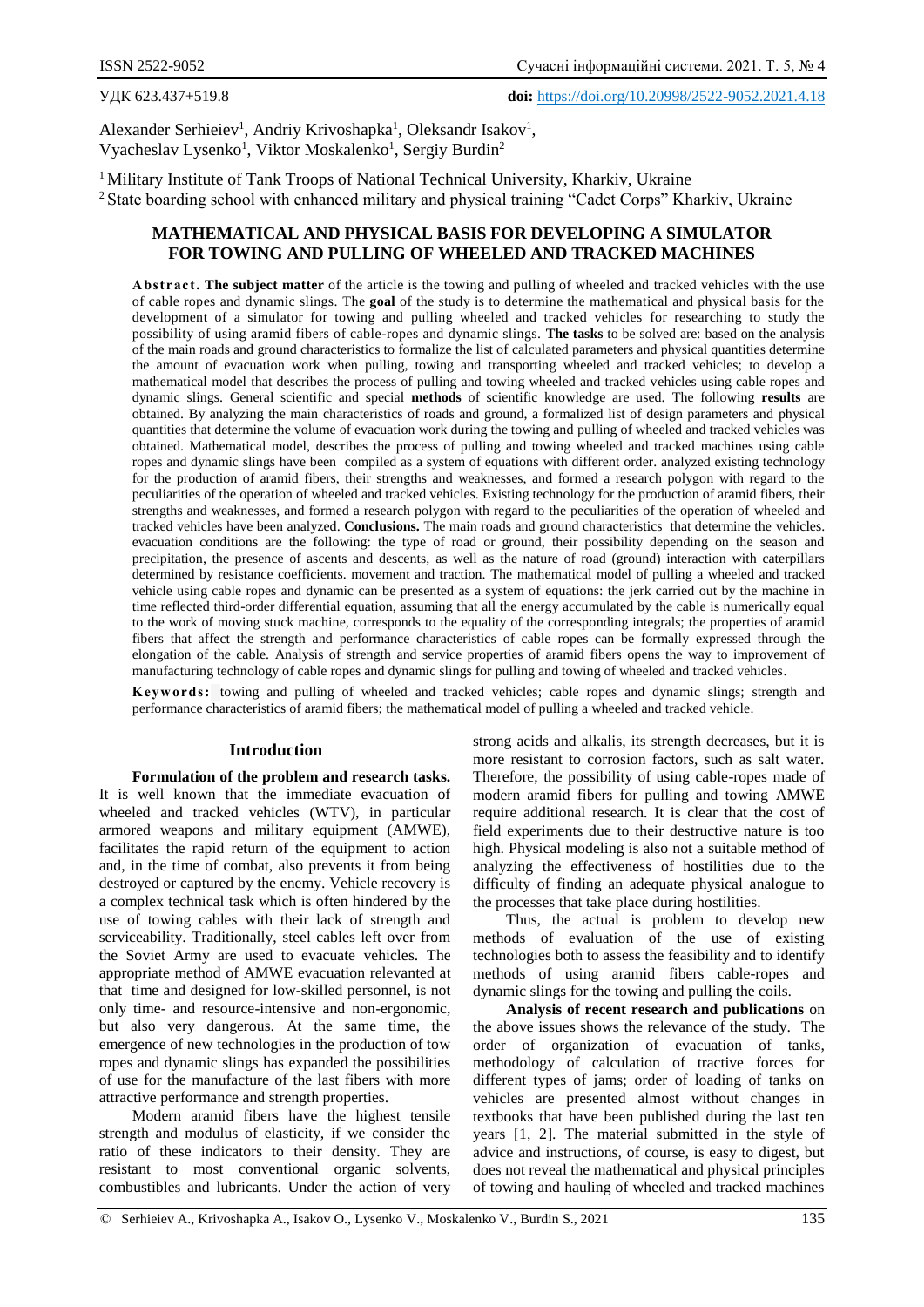УДК 623.437+519.8

**doi:** https://doi.org/10.20998/2522-9052.2021.4.18

Alexander Serhieiev[1], Andriy Krivoshapka[1], Oleksandr Isakov[1], Vyacheslav Lysenko[1], Viktor Moskalenko[1], Sergiy Burdin[2]

[1] Military Institute of Tank Troops of National Technical University, Kharkiv, Ukraine
[2] State boarding school with enhanced military and physical training "Cadet Corps" Kharkiv, Ukraine

# MATHEMATICAL AND PHYSICAL BASIS FOR DEVELOPING A SIMULATOR FOR TOWING AND PULLING OF WHEELED AND TRACKED MACHINES

**Abstract. The subject matter** of the article is the towing and pulling of wheeled and tracked vehicles with the use of cable ropes and dynamic slings. The **goal** of the study is to determine the mathematical and physical basis for the development of a simulator for towing and pulling wheeled and tracked vehicles for researching to study the possibility of using aramid fibers of cable-ropes and dynamic slings. **The tasks** to be solved are: based on the analysis of the main roads and ground characteristics to formalize the list of calculated parameters and physical quantities determine the amount of evacuation work when pulling, towing and transporting wheeled and tracked vehicles; to develop a mathematical model that describes the process of pulling and towing wheeled and tracked vehicles using cable ropes and dynamic slings. General scientific and special **methods** of scientific knowledge are used. The following **results** are obtained. By analyzing the main characteristics of roads and ground, a formalized list of design parameters and physical quantities that determine the volume of evacuation work during the towing and pulling of wheeled and tracked vehicles was obtained. Mathematical model, describes the process of pulling and towing wheeled and tracked machines using cable ropes and dynamic slings have been compiled as a system of equations with different order. analyzed existing technology for the production of aramid fibers, their strengths and weaknesses, and formed a research polygon with regard to the peculiarities of the operation of wheeled and tracked vehicles. Existing technology for the production of aramid fibers, their strengths and weaknesses, and formed a research polygon with regard to the peculiarities of the operation of wheeled and tracked vehicles have been analyzed. **Conclusions.** The main roads and ground characteristics that determine the vehicles. evacuation conditions are the following: the type of road or ground, their possibility depending on the season and precipitation, the presence of ascents and descents, as well as the nature of road (ground) interaction with caterpillars determined by resistance coefficients. movement and traction. The mathematical model of pulling a wheeled and tracked vehicle using cable ropes and dynamic can be presented as a system of equations: the jerk carried out by the machine in time reflected third-order differential equation, assuming that all the energy accumulated by the cable is numerically equal to the work of moving stuck machine, corresponds to the equality of the corresponding integrals; the properties of aramid fibers that affect the strength and performance characteristics of cable ropes can be formally expressed through the elongation of the cable. Analysis of strength and service properties of aramid fibers opens the way to improvement of manufacturing technology of cable ropes and dynamic slings for pulling and towing of wheeled and tracked vehicles.

**Keywords:** towing and pulling of wheeled and tracked vehicles; cable ropes and dynamic slings; strength and performance characteristics of aramid fibers; the mathematical model of pulling a wheeled and tracked vehicle.

## Introduction

**Formulation of the problem and research tasks.** It is well known that the immediate evacuation of wheeled and tracked vehicles (WTV), in particular armored weapons and military equipment (AMWE), facilitates the rapid return of the equipment to action and, in the time of combat, also prevents it from being destroyed or captured by the enemy. Vehicle recovery is a complex technical task which is often hindered by the use of towing cables with their lack of strength and serviceability. Traditionally, steel cables left over from the Soviet Army are used to evacuate vehicles. The appropriate method of AMWE evacuation relevanted at that time and designed for low-skilled personnel, is not only time- and resource-intensive and non-ergonomic, but also very dangerous. At the same time, the emergence of new technologies in the production of tow ropes and dynamic slings has expanded the possibilities of use for the manufacture of the last fibers with more attractive performance and strength properties.

Modern aramid fibers have the highest tensile strength and modulus of elasticity, if we consider the ratio of these indicators to their density. They are resistant to most conventional organic solvents, combustibles and lubricants. Under the action of very strong acids and alkalis, its strength decreases, but it is more resistant to corrosion factors, such as salt water. Therefore, the possibility of using cable-ropes made of modern aramid fibers for pulling and towing AMWE require additional research. It is clear that the cost of field experiments due to their destructive nature is too high. Physical modeling is also not a suitable method of analyzing the effectiveness of hostilities due to the difficulty of finding an adequate physical analogue to the processes that take place during hostilities.

Thus, the actual is problem to develop new methods of evaluation of the use of existing technologies both to assess the feasibility and to identify methods of using aramid fibers cable-ropes and dynamic slings for the towing and pulling the coils.

**Analysis of recent research and publications** on the above issues shows the relevance of the study. The order of organization of evacuation of tanks, methodology of calculation of tractive forces for different types of jams; order of loading of tanks on vehicles are presented almost without changes in textbooks that have been published during the last ten years [1, 2]. The material submitted in the style of advice and instructions, of course, is easy to digest, but does not reveal the mathematical and physical principles of towing and hauling of wheeled and tracked machines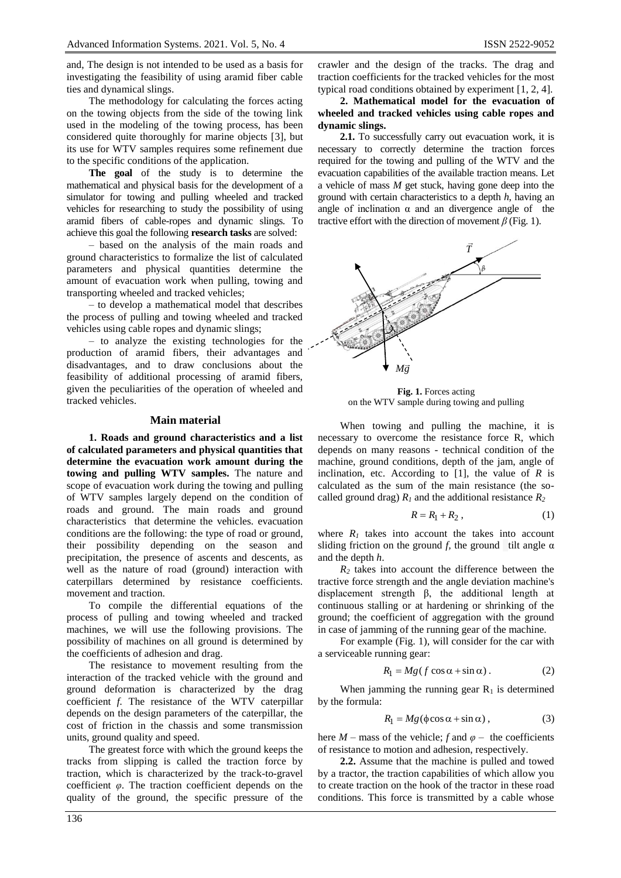and, The design is not intended to be used as a basis for investigating the feasibility of using aramid fiber cable ties and dynamical slings.

The methodology for calculating the forces acting on the towing objects from the side of the towing link used in the modeling of the towing process, has been considered quite thoroughly for marine objects [3], but its use for WTV samples requires some refinement due to the specific conditions of the application.

**The goal** of the study is to determine the mathematical and physical basis for the development of a simulator for towing and pulling wheeled and tracked vehicles for researching to study the possibility of using aramid fibers of cable-ropes and dynamic slings. To achieve this goal the following **research tasks** are solved:

– based on the analysis of the main roads and ground characteristics to formalize the list of calculated parameters and physical quantities determine the amount of evacuation work when pulling, towing and transporting wheeled and tracked vehicles;

– to develop a mathematical model that describes the process of pulling and towing wheeled and tracked vehicles using cable ropes and dynamic slings;

– to analyze the existing technologies for the production of aramid fibers, their advantages and disadvantages, and to draw conclusions about the feasibility of additional processing of aramid fibers, given the peculiarities of the operation of wheeled and tracked vehicles.

## Main material

**1. Roads and ground characteristics and a list of calculated parameters and physical quantities that determine the evacuation work amount during the towing and pulling WTV samples.** The nature and scope of evacuation work during the towing and pulling of WTV samples largely depend on the condition of roads and ground. The main roads and ground characteristics that determine the vehicles. evacuation conditions are the following: the type of road or ground, their possibility depending on the season and precipitation, the presence of ascents and descents, as well as the nature of road (ground) interaction with caterpillars determined by resistance coefficients. movement and traction.

To compile the differential equations of the process of pulling and towing wheeled and tracked machines, we will use the following provisions. The possibility of machines on all ground is determined by the coefficients of adhesion and drag.

The resistance to movement resulting from the interaction of the tracked vehicle with the ground and ground deformation is characterized by the drag coefficient $f$. The resistance of the WTV caterpillar depends on the design parameters of the caterpillar, the cost of friction in the chassis and some transmission units, ground quality and speed.

The greatest force with which the ground keeps the tracks from slipping is called the traction force by traction, which is characterized by the track-to-gravel coefficient $\varphi$. The traction coefficient depends on the quality of the ground, the specific pressure of the crawler and the design of the tracks. The drag and traction coefficients for the tracked vehicles for the most typical road conditions obtained by experiment [1, 2, 4].

**2. Mathematical model for the evacuation of wheeled and tracked vehicles using cable ropes and dynamic slings.**

**2.1.** To successfully carry out evacuation work, it is necessary to correctly determine the traction forces required for the towing and pulling of the WTV and the evacuation capabilities of the available traction means. Let a vehicle of mass $M$ get stuck, having gone deep into the ground with certain characteristics to a depth $h$, having an angle of inclination $\alpha$ and an divergence angle of the tractive effort with the direction of movement $\beta$ (Fig. 1).

**Fig. 1.** Forces acting on the WTV sample during towing and pulling

When towing and pulling the machine, it is necessary to overcome the resistance force R, which depends on many reasons - technical condition of the machine, ground conditions, depth of the jam, angle of inclination, etc. According to [1], the value of $R$ is calculated as the sum of the main resistance (the so-called ground drag) $R_1$ and the additional resistance $R_2$

$$R = R_1 + R_2\,, \tag{1}$$

where $R_1$ takes into account the takes into account sliding friction on the ground $f$, the ground tilt angle $\alpha$ and the depth $h$.

$R_2$ takes into account the difference between the tractive force strength and the angle deviation machine's displacement strength β, the additional length at continuous stalling or at hardening or shrinking of the ground; the coefficient of aggregation with the ground in case of jamming of the running gear of the machine.

For example (Fig. 1), will consider for the car with a serviceable running gear:

$$R_1 = Mg(\,f\,\cos\alpha + \sin\alpha)\,. \tag{2}$$

When jamming the running gear $R_1$ is determined by the formula:

$$R_1 = Mg(\phi\cos\alpha + \sin\alpha)\,, \tag{3}$$

here $M$ – mass of the vehicle; $f$ and $\varphi$ – the coefficients of resistance to motion and adhesion, respectively.

**2.2.** Assume that the machine is pulled and towed by a tractor, the traction capabilities of which allow you to create traction on the hook of the tractor in these road conditions. This force is transmitted by a cable whose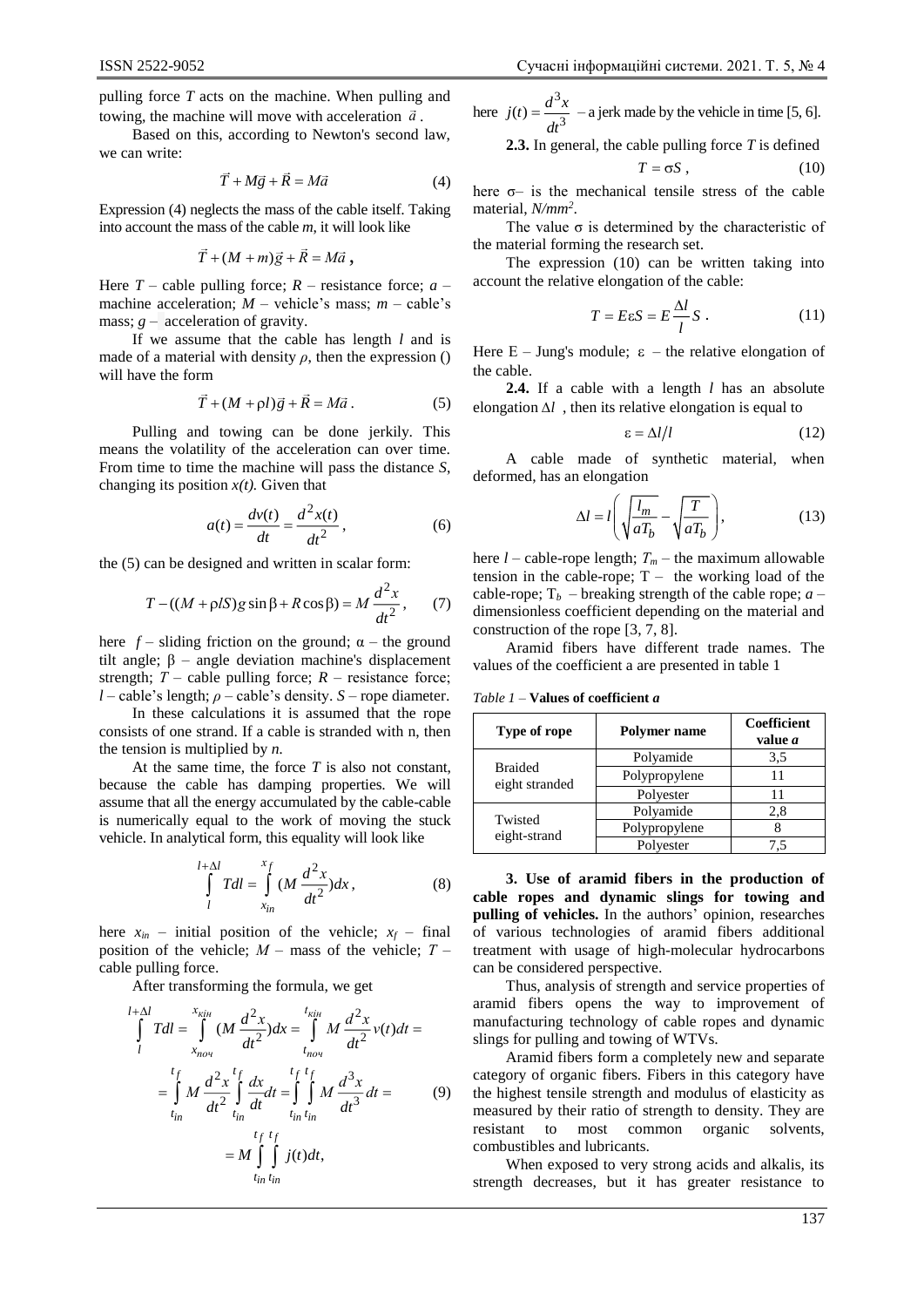pulling force $T$ acts on the machine. When pulling and towing, the machine will move with acceleration $\vec{a}$.

Based on this, according to Newton's second law, we can write:

$$\vec{T} + M\vec{g} + \vec{R} = M\vec{a} \tag{4}$$

Expression (4) neglects the mass of the cable itself. Taking into account the mass of the cable $m$, it will look like

$$\vec{T} + (M+m)\vec{g} + \vec{R} = M\vec{a}\,,$$

Here $T$ – cable pulling force; $R$ – resistance force; $a$ – machine acceleration; $M$ – vehicle's mass; $m$ – cable's mass; $g$ – acceleration of gravity.

If we assume that the cable has length $l$ and is made of a material with density $\rho$, then the expression () will have the form

$$\vec{T} + (M+\rho l)\vec{g} + \vec{R} = M\vec{a}\,. \tag{5}$$

Pulling and towing can be done jerkily. This means the volatility of the acceleration can over time. From time to time the machine will pass the distance $S$, changing its position $x(t)$. Given that

$$a(t) = \frac{dv(t)}{dt} = \frac{d^2x(t)}{dt^2}\,, \tag{6}$$

the (5) can be designed and written in scalar form:

$$T - ((M+\rho lS)g\sin\beta + R\cos\beta) = M\frac{d^2x}{dt^2}\,, \tag{7}$$

here $f$ – sliding friction on the ground; $\alpha$ – the ground tilt angle; $\beta$ – angle deviation machine's displacement strength; $T$ – cable pulling force; $R$ – resistance force; $l$ – cable's length; $\rho$ – cable's density. $S$ – rope diameter.

In these calculations it is assumed that the rope consists of one strand. If a cable is stranded with n, then the tension is multiplied by $n$.

At the same time, the force $T$ is also not constant, because the cable has damping properties. We will assume that all the energy accumulated by the cable-cable is numerically equal to the work of moving the stuck vehicle. In analytical form, this equality will look like

$$\int_{l}^{l+\Delta l} T dl = \int_{x_{in}}^{x_f} \left(M\frac{d^2x}{dt^2}\right)dx\,, \tag{8}$$

here $x_{in}$ – initial position of the vehicle; $x_f$ – final position of the vehicle; $M$ – mass of the vehicle; $T$ – cable pulling force.

After transforming the formula, we get

$$\begin{aligned}\int_{l}^{l+\Delta l} T dl &= \int_{x_{поч}}^{x_{кін}} \left(M\frac{d^2x}{dt^2}\right)dx = \int_{t_{поч}}^{t_{кін}} M\frac{d^2x}{dt^2}v(t)dt = \\ &= \int_{t_{in}}^{t_f} M\frac{d^2x}{dt^2}\int_{t_{in}}^{t_f}\frac{dx}{dt}dt = \int_{t_{in}}^{t_f}\int_{t_{in}}^{t_f} M\frac{d^3x}{dt^3}dt = \\ &= M\int_{t_{in}}^{t_f}\int_{t_{in}}^{t_f} j(t)dt,\end{aligned} \tag{9}$$

here $j(t) = \frac{d^3x}{dt^3}$ – a jerk made by the vehicle in time [5, 6].

**2.3.** In general, the cable pulling force $T$ is defined

$$T = \sigma S\,, \tag{10}$$

here $\sigma$– is the mechanical tensile stress of the cable material, $N/mm^2$.

The value $\sigma$ is determined by the characteristic of the material forming the research set.

The expression (10) can be written taking into account the relative elongation of the cable:

$$T = E\varepsilon S = E\frac{\Delta l}{l}S\,. \tag{11}$$

Here E – Jung's module; $\varepsilon$ – the relative elongation of the cable.

**2.4.** If a cable with a length $l$ has an absolute elongation $\Delta l$, then its relative elongation is equal to

$$\varepsilon = \Delta l / l \tag{12}$$

A cable made of synthetic material, when deformed, has an elongation

$$\Delta l = l\left(\sqrt{\frac{l_m}{aT_b}} - \sqrt{\frac{T}{aT_b}}\right), \tag{13}$$

here $l$ – cable-rope length; $T_m$ – the maximum allowable tension in the cable-rope; T – the working load of the cable-rope; $T_b$ – breaking strength of the cable rope; $a$ – dimensionless coefficient depending on the material and construction of the rope [3, 7, 8].

Aramid fibers have different trade names. The values of the coefficient a are presented in table 1

*Table 1* – **Values of coefficient *a***

| Type of rope | Polymer name | Coefficient value *a* |
|---|---|---|
| Braided eight stranded | Polyamide | 3,5 |
| | Polypropylene | 11 |
| | Polyester | 11 |
| Twisted eight-strand | Polyamide | 2,8 |
| | Polypropylene | 8 |
| | Polyester | 7,5 |

**3. Use of aramid fibers in the production of cable ropes and dynamic slings for towing and pulling of vehicles.** In the authors' opinion, researches of various technologies of aramid fibers additional treatment with usage of high-molecular hydrocarbons can be considered perspective.

Thus, analysis of strength and service properties of aramid fibers opens the way to improvement of manufacturing technology of cable ropes and dynamic slings for pulling and towing of WTVs.

Aramid fibers form a completely new and separate category of organic fibers. Fibers in this category have the highest tensile strength and modulus of elasticity as measured by their ratio of strength to density. They are resistant to most common organic solvents, combustibles and lubricants.

When exposed to very strong acids and alkalis, its strength decreases, but it has greater resistance to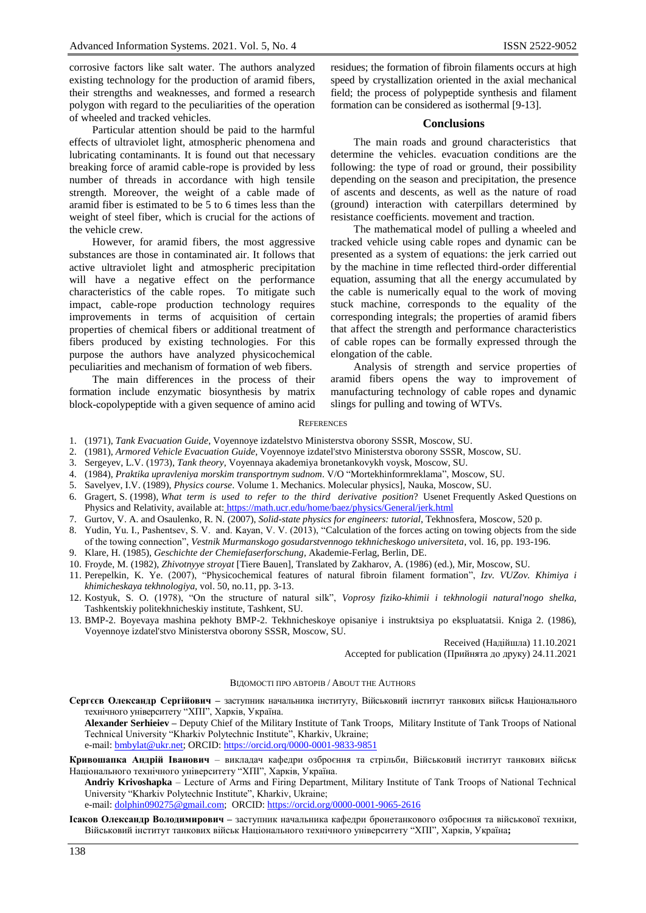corrosive factors like salt water. The authors analyzed existing technology for the production of aramid fibers, their strengths and weaknesses, and formed a research polygon with regard to the peculiarities of the operation of wheeled and tracked vehicles.

Particular attention should be paid to the harmful effects of ultraviolet light, atmospheric phenomena and lubricating contaminants. It is found out that necessary breaking force of aramid cable-rope is provided by less number of threads in accordance with high tensile strength. Moreover, the weight of a cable made of aramid fiber is estimated to be 5 to 6 times less than the weight of steel fiber, which is crucial for the actions of the vehicle crew.

However, for aramid fibers, the most aggressive substances are those in contaminated air. It follows that active ultraviolet light and atmospheric precipitation will have a negative effect on the performance characteristics of the cable ropes. To mitigate such impact, cable-rope production technology requires improvements in terms of acquisition of certain properties of chemical fibers or additional treatment of fibers produced by existing technologies. For this purpose the authors have analyzed physicochemical peculiarities and mechanism of formation of web fibers.

The main differences in the process of their formation include enzymatic biosynthesis by matrix block-copolypeptide with a given sequence of amino acid residues; the formation of fibroin filaments occurs at high speed by crystallization oriented in the axial mechanical field; the process of polypeptide synthesis and filament formation can be considered as isothermal [9-13].

## Conclusions

The main roads and ground characteristics that determine the vehicles. evacuation conditions are the following: the type of road or ground, their possibility depending on the season and precipitation, the presence of ascents and descents, as well as the nature of road (ground) interaction with caterpillars determined by resistance coefficients. movement and traction.

The mathematical model of pulling a wheeled and tracked vehicle using cable ropes and dynamic can be presented as a system of equations: the jerk carried out by the machine in time reflected third-order differential equation, assuming that all the energy accumulated by the cable is numerically equal to the work of moving stuck machine, corresponds to the equality of the corresponding integrals; the properties of aramid fibers that affect the strength and performance characteristics of cable ropes can be formally expressed through the elongation of the cable.

Analysis of strength and service properties of aramid fibers opens the way to improvement of manufacturing technology of cable ropes and dynamic slings for pulling and towing of WTVs.

### References

1. (1971), *Tank Evacuation Guide*, Voyennoye izdatelstvo Ministerstva oborony SSSR, Moscow, SU.
2. (1981), *Armored Vehicle Evacuation Guide*, Voyennoye izdatel'stvo Ministerstva oborony SSSR, Moscow, SU.
3. Sergeyev, L.V. (1973), *Tank theory*, Voyennaya akademiya bronetankovykh voysk, Moscow, SU.
4. (1984), *Praktika upravleniya morskim transportnym sudnom*. V/O "Mortekhinformreklama", Moscow, SU.
5. Savelyev, I.V. (1989), *Physics course*. Volume 1. Mechanics. Molecular physics], Nauka, Moscow, SU.
6. Gragert, S. (1998), *What term is used to refer to the third derivative position*? Usenet Frequently Asked Questions on Physics and Relativity, available at: https://math.ucr.edu/home/baez/physics/General/jerk.html
7. Gurtov, V. A. and Osaulenko, R. N. (2007), *Solid-state physics for engineers: tutorial*, Tekhnosfera, Moscow, 520 p.
8. Yudin, Yu. I., Pashentsev, S. V. and. Kayan, V. V. (2013), "Calculation of the forces acting on towing objects from the side of the towing connection", *Vestnik Murmanskogo gosudarstvennogo tekhnicheskogo universiteta*, vol. 16, pp. 193-196.
9. Klare, H. (1985), *Geschichte der Chemiefaserforschung*, Akademie-Ferlag, Berlin, DE.
10. Froyde, M. (1982), *Zhivotnyye stroyat* [Tiere Bauen], Translated by Zakharov, A. (1986) (ed.), Mir, Moscow, SU.
11. Perepelkin, K. Ye. (2007), "Physicochemical features of natural fibroin filament formation", *Izv. VUZov. Khimiya i khimicheskaya tekhnologiya*, vol. 50, no.11, pp. 3-13.
12. Kostyuk, S. O. (1978), "On the structure of natural silk", *Voprosy fiziko-khimii i tekhnologii natural'nogo shelka*, Tashkentskiy politekhnicheskiy institute, Tashkent, SU.
13. BMP-2. Boyevaya mashina pekhoty BMP-2. Tekhnicheskoye opisaniye i instruktsiya po ekspluatatsii. Kniga 2. (1986), Voyennoye izdatel'stvo Ministerstva oborony SSSR, Moscow, SU.

Received (Надійшла) 11.10.2021
Accepted for publication (Прийнята до друку) 24.11.2021

### Відомості про авторів / About the Authors

**Сергєєв Олександр Сергійович** – заступник начальника інституту, Військовий інститут танкових військ Національного технічного університету "ХПІ", Харків, Україна.
**Alexander Serhieiev** – Deputy Chief of the Military Institute of Tank Troops, Military Institute of Tank Troops of National Technical University "Kharkiv Polytechnic Institute", Kharkiv, Ukraine;
e-mail: bmbylat@ukr.net; ORCID: https://orcid.orq/0000-0001-9833-9851

**Кривошапка Андрій Іванович** – викладач кафедри озброєння та стрільби, Військовий інститут танкових військ Національного технічного університету "ХПІ", Харків, Україна.
**Andriy Krivoshapka** – Lecture of Arms and Firing Department, Military Institute of Tank Troops of National Technical University "Kharkiv Polytechnic Institute", Kharkiv, Ukraine;
e-mail: dolphin090275@gmail.com; ORCID: https://orcid.org/0000-0001-9065-2616

**Ісаков Олександр Володимирович** – заступник начальника кафедри бронетанкового озброєння та військової техніки, Військовий інститут танкових військ Національного технічного університету "ХПІ", Харків, Україна**;**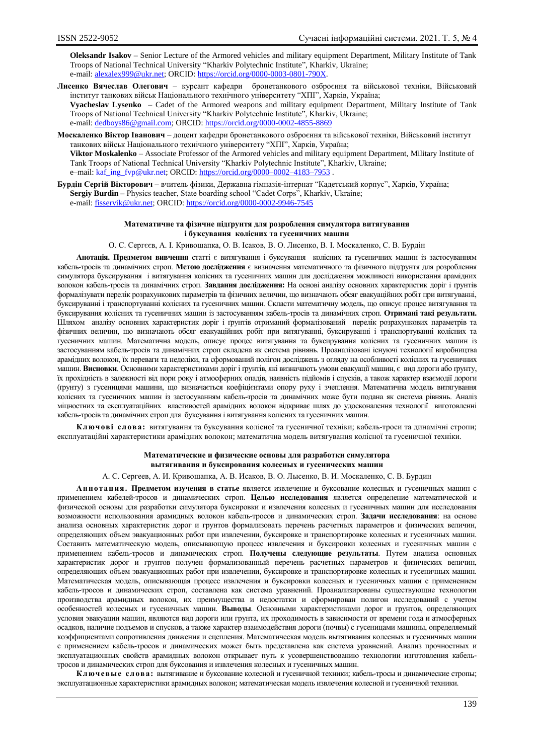**Oleksandr Isakov –** Senior Lecture of the Armored vehicles and military equipment Department, Military Institute of Tank Troops of National Technical University "Kharkiv Polytechnic Institute", Kharkiv, Ukraine;
e-mail: alexalex999@ukr.net; ORCID: https://orcid.org/0000-0003-0801-790X.

**Лисенко Вячеслав Олегович** – курсант кафедри бронетанкового озброєння та військової техніки, Військовий інститут танкових військ Національного технічного університету "ХПІ", Харків, Україна;
**Vyacheslav Lysenko** – Cadet of the Armored weapons and military equipment Department, Military Institute of Tank Troops of National Technical University "Kharkiv Polytechnic Institute", Kharkiv, Ukraine;
e-mail: dedboys86@gmail.com; ORCID: https://orcid.org/0000-0002-4855-8869

**Москаленко Віктор Іванович** – доцент кафедри бронетанкового озброєння та військової техніки, Військовий інститут танкових військ Національного технічного університету "ХПІ", Харків, Україна;
**Viktor Moskalenko** – Associate Professor of the Armored vehicles and military equipment Department, Military Institute of Tank Troops of National Technical University "Kharkiv Polytechnic Institute", Kharkiv, Ukraine;
e–mail: kaf_ing_fvp@ukr.net; ORCID: https://orcid.org/0000–0002–4183–7953 .

**Бурдін Сергій Вікторович –** вчитель фізики, Державна гімназія-інтернат "Кадетський корпус", Харків, Україна;
**Sergiy Burdin –** Physics teacher, State boarding school "Cadet Corps", Kharkiv, Ukraine;
e-mail: fisservik@ukr.net; ORCID: https://orcid.org/0000-0002-9946-7545

### Математичне та фізичне підґрунтя для розроблення симулятора витягування і буксування колісних та гусеничних машин

О. С. Сергєєв, А. І. Кривошапка, О. В. Ісаков, В. О. Лисенко, В. І. Москаленко, С. В. Бурдін

**Анотація. Предметом вивчення** статті є витягування і буксування колісних та гусеничних машин із застосуванням кабель-тросів та динамічних строп. **Метою дослідження** є визначення математичного та фізичного підґрунтя для розроблення симулятора буксирування і витягування колісних та гусеничних машин для дослідження можливості використання арамідних волокон кабель-тросів та динамічних строп. **Завдання дослідження:** На основі аналізу основних характеристик доріг і ґрунтів формалізувати перелік розрахункових параметрів та фізичних величин, що визначають обсяг евакуаційних робіт при витягуванні, буксируванні і транспортуванні колісних та гусеничних машин. Скласти математичну модель, що описує процес витягування та буксирування колісних та гусеничних машин із застосуванням кабель-тросів та динамічних строп. **Отримані такі результати.** Шляхом аналізу основних характеристик доріг і ґрунтів отриманий формалізований перелік розрахункових параметрів та фізичних величин, що визначають обсяг евакуаційних робіт при витягуванні, буксируванні і транспортуванні колісних та гусеничних машин. Математична модель, описує процес витягування та буксирування колісних та гусеничних машин із застосуванням кабель-тросів та динамічних строп складена як система рівнянь. Проаналізовані існуючі технології виробництва арамідних волокон, їх переваги та недоліки, та сформований полігон досліджень з огляду на особливості колісних та гусеничних машин. **Висновки**. Основними характеристиками доріг і ґрунтів, які визначають умови евакуації машин, є вид дороги або ґрунту, їх прохідність в залежності від пори року і атмосферних опадів, наявність підйомів і спусків, а також характер взаємодії дороги (ґрунту) з гусеницями машини, що визначається коефіцієнтами опору руху і зчеплення. Математична модель витягування колісних та гусеничних машин із застосуванням кабель-тросів та динамічних може бути подана як система рівнянь. Аналіз міцностних та експлуатаційних властивостей арамідних волокон відкриває шлях до удосконалення технології виготовленні кабель-тросів та динамічних строп для буксування і витягування колісних та гусеничних машин.

**Ключові слова:** витягування та буксування колісної та гусеничної техніки; кабель-троси та динамічні стропи; експлуатаційні характеристики арамідних волокон; математична модель витягування колісної та гусеничної техніки.

### Математические и физические основы для разработки симулятора вытягивания и буксирования колесных и гусенических машин

А. С. Сергеев, А. И. Кривошапка, А. В. Исаков, В. О. Лысенко, В. И. Москаленко, С. В. Бурдин

**Аннотация. Предметом изучения в статье** является извлечение и буксование колесных и гусеничных машин с применением кабелей-тросов и динамических строп. **Целью исследования** является определение математической и физической основы для разработки симулятора буксировки и извлечения колесных и гусеничных машин для исследования возможности использования арамидных волокон кабель-тросов и динамических строп. **Задачи исследования**: на основе анализа основных характеристик дорог и грунтов формализовать перечень расчетных параметров и физических величин, определяющих объем эвакуационных работ при извлечении, буксировке и транспортировке колесных и гусеничных машин. Составить математическую модель, описывающую процесс извлечения и буксировки колесных и гусеничных машин с применением кабель-тросов и динамических строп. **Получены следующие результаты**. Путем анализа основных характеристик дорог и грунтов получен формализованный перечень расчетных параметров и физических величин, определяющих объем эвакуационных работ при извлечении, буксировке и транспортировке колесных и гусеничных машин. Математическая модель, описывающая процесс извлечения и буксировки колесных и гусеничных машин с применением кабель-тросов и динамических строп, составлена как система уравнений. Проанализированы существующие технологии производства арамидных волокон, их преимущества и недостатки и сформирован полигон исследований с учетом особенностей колесных и гусеничных машин. **Выводы**. Основными характеристиками дорог и грунтов, определяющих условия эвакуации машин, являются вид дороги или грунта, их проходимость в зависимости от времени года и атмосферных осадков, наличие подъемов и спусков, а также характер взаимодействия дороги (почвы) с гусеницами машины, определяемый коэффициентами сопротивления движения и сцепления. Математическая модель вытягивания колесных и гусеничных машин с применением кабель-тросов и динамических может быть представлена как система уравнений. Анализ прочностных и эксплуатационных свойств арамидных волокон открывает путь к усовершенствованию технологии изготовления кабель-тросов и динамических строп для буксования и извлечения колесных и гусеничных машин.

**Ключевые слова:** вытягивание и буксование колесной и гусеничной техники; кабель-тросы и динамические стропы; эксплуатационные характеристики арамидных волокон; математическая модель извлечения колесной и гусеничной техники.